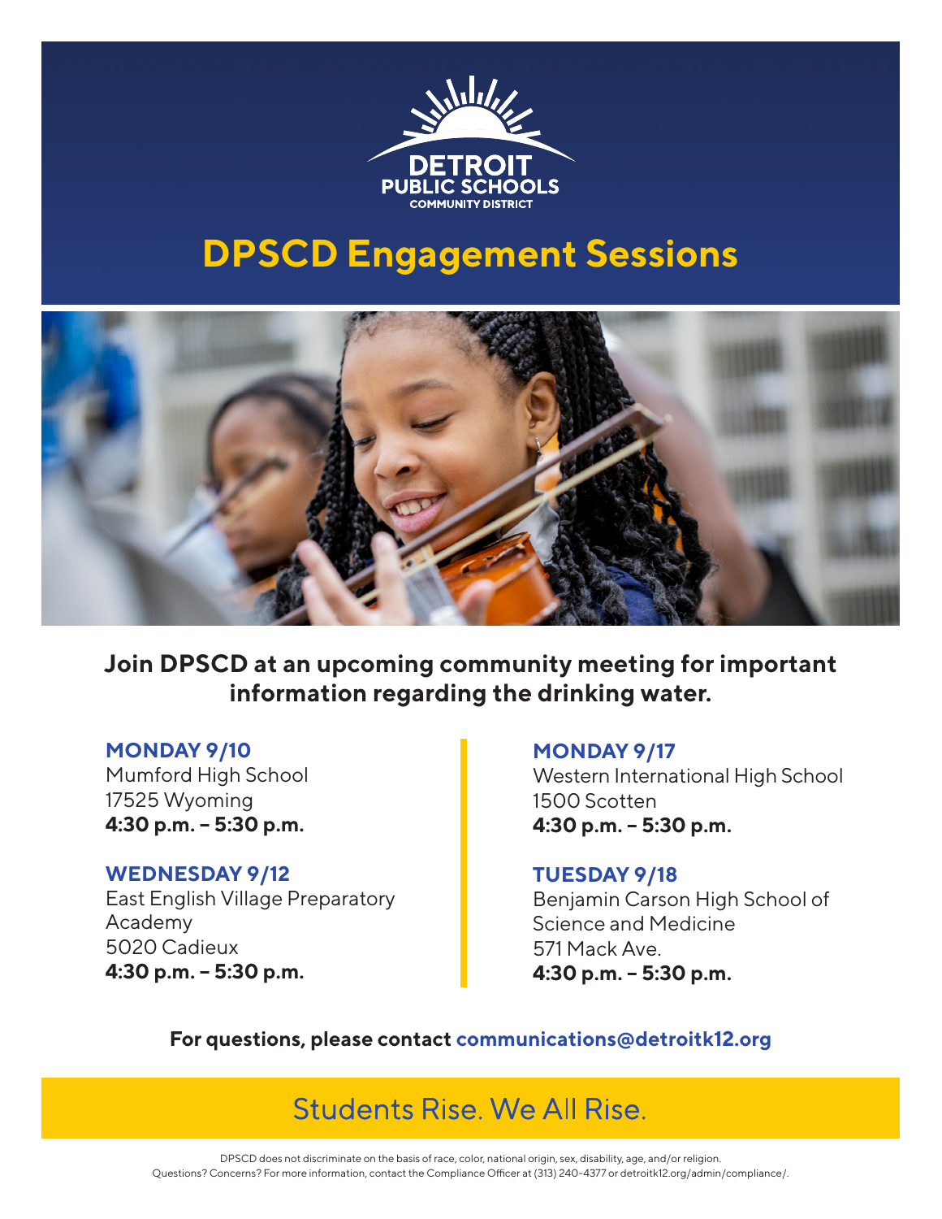DETROIT PUBLIC SCHOOLS COMMUNITY DISTRICT

# DPSCD Engagement Sessions

**Join DPSCD at an upcoming community meeting for important information regarding the drinking water.**

**MONDAY 9/10**
Mumford High School
17525 Wyoming
**4:30 p.m. – 5:30 p.m.**

**WEDNESDAY 9/12**
East English Village Preparatory Academy
5020 Cadieux
**4:30 p.m. – 5:30 p.m.**

**MONDAY 9/17**
Western International High School
1500 Scotten
**4:30 p.m. – 5:30 p.m.**

**TUESDAY 9/18**
Benjamin Carson High School of Science and Medicine
571 Mack Ave.
**4:30 p.m. – 5:30 p.m.**

**For questions, please contact communications@detroitk12.org**

Students Rise. We All Rise.

DPSCD does not discriminate on the basis of race, color, national origin, sex, disability, age, and/or religion.
Questions? Concerns? For more information, contact the Compliance Officer at (313) 240-4377 or detroitk12.org/admin/compliance/.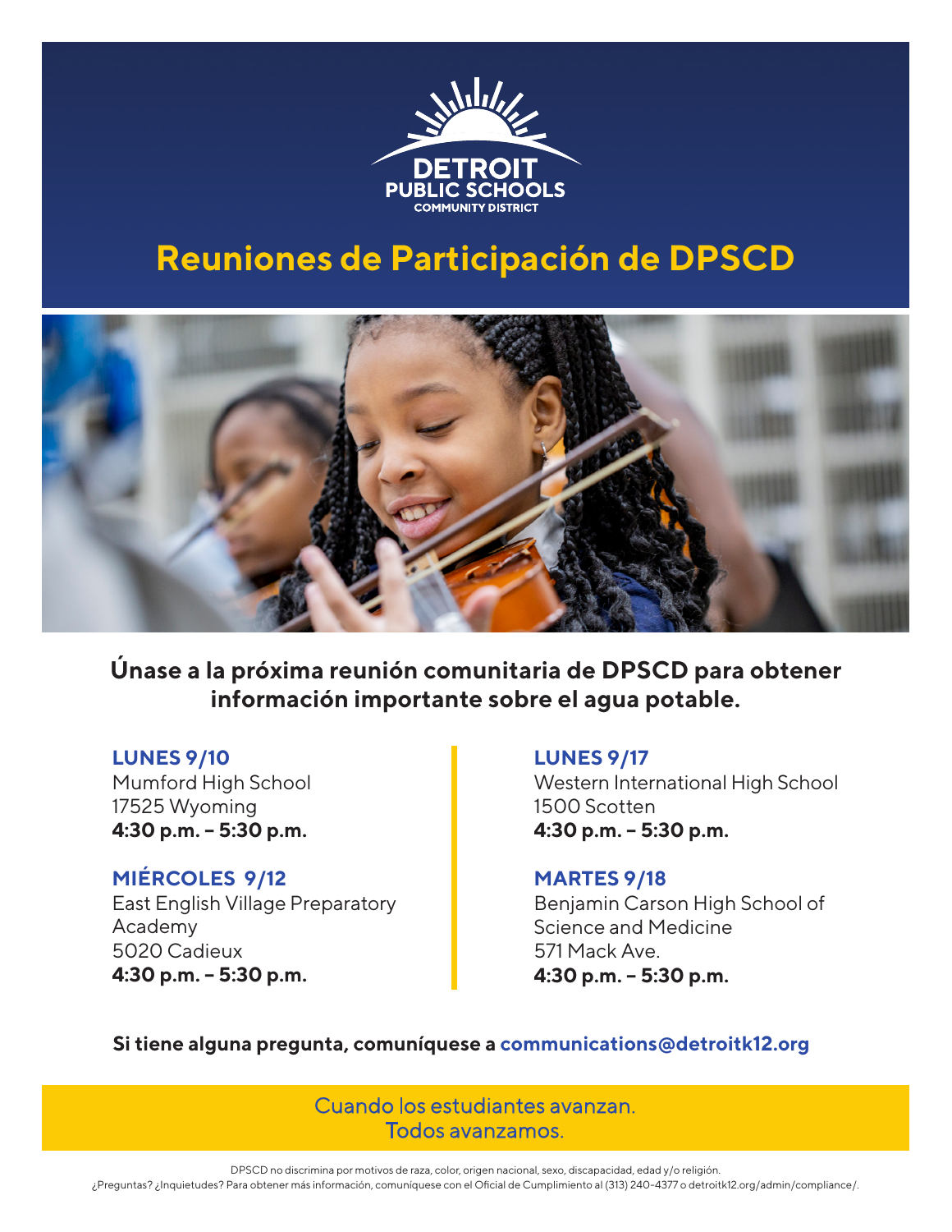DETROIT PUBLIC SCHOOLS COMMUNITY DISTRICT

# Reuniones de Participación de DPSCD

**Únase a la próxima reunión comunitaria de DPSCD para obtener información importante sobre el agua potable.**

**LUNES 9/10**
Mumford High School
17525 Wyoming
**4:30 p.m. – 5:30 p.m.**

**MIÉRCOLES 9/12**
East English Village Preparatory Academy
5020 Cadieux
**4:30 p.m. – 5:30 p.m.**

**LUNES 9/17**
Western International High School
1500 Scotten
**4:30 p.m. – 5:30 p.m.**

**MARTES 9/18**
Benjamin Carson High School of Science and Medicine
571 Mack Ave.
**4:30 p.m. – 5:30 p.m.**

**Si tiene alguna pregunta, comuníquese a communications@detroitk12.org**

Cuando los estudiantes avanzan.
Todos avanzamos.

DPSCD no discrimina por motivos de raza, color, origen nacional, sexo, discapacidad, edad y/o religión.
¿Preguntas? ¿Inquietudes? Para obtener más información, comuníquese con el Oficial de Cumplimiento al (313) 240-4377 o detroitk12.org/admin/compliance/.